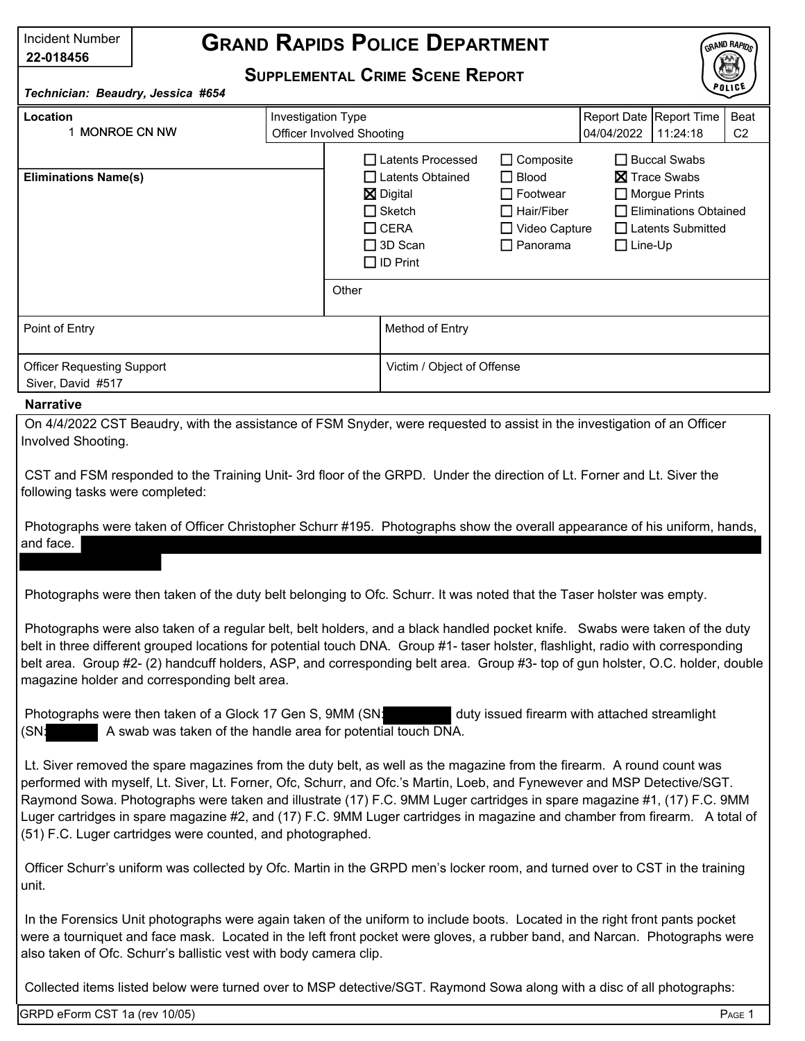Incident Number
**22-018456**

# Grand Rapids Police Department

## Supplemental Crime Scene Report

***Technician: Beaudry, Jessica #654***

| Location | Investigation Type | Report Date | Report Time | Beat |
|---|---|---|---|---|
| 1 MONROE CN NW | Officer Involved Shooting | 04/04/2022 | 11:24:18 | C2 |

**Eliminations Name(s)**

- [ ] Latents Processed
- [ ] Latents Obtained
- [x] Digital
- [ ] Sketch
- [ ] CERA
- [ ] 3D Scan
- [ ] ID Print
- [ ] Composite
- [ ] Blood
- [ ] Footwear
- [ ] Hair/Fiber
- [ ] Video Capture
- [ ] Panorama
- [ ] Buccal Swabs
- [x] Trace Swabs
- [ ] Morgue Prints
- [ ] Eliminations Obtained
- [ ] Latents Submitted
- [ ] Line-Up

Other

| Point of Entry | Method of Entry |
|---|---|
| | |

| Officer Requesting Support | Victim / Object of Offense |
|---|---|
| Siver, David #517 | |

**Narrative**

On 4/4/2022 CST Beaudry, with the assistance of FSM Snyder, were requested to assist in the investigation of an Officer Involved Shooting.

CST and FSM responded to the Training Unit- 3rd floor of the GRPD. Under the direction of Lt. Forner and Lt. Siver the following tasks were completed:

Photographs were taken of Officer Christopher Schurr #195. Photographs show the overall appearance of his uniform, hands, and face. [REDACTED]

Photographs were then taken of the duty belt belonging to Ofc. Schurr. It was noted that the Taser holster was empty.

Photographs were also taken of a regular belt, belt holders, and a black handled pocket knife. Swabs were taken of the duty belt in three different grouped locations for potential touch DNA. Group #1- taser holster, flashlight, radio with corresponding belt area. Group #2- (2) handcuff holders, ASP, and corresponding belt area. Group #3- top of gun holster, O.C. holder, double magazine holder and corresponding belt area.

Photographs were then taken of a Glock 17 Gen S, 9MM (SN: [REDACTED] duty issued firearm with attached streamlight (SN: [REDACTED] A swab was taken of the handle area for potential touch DNA.

Lt. Siver removed the spare magazines from the duty belt, as well as the magazine from the firearm. A round count was performed with myself, Lt. Siver, Lt. Forner, Ofc, Schurr, and Ofc.'s Martin, Loeb, and Fynewever and MSP Detective/SGT. Raymond Sowa. Photographs were taken and illustrate (17) F.C. 9MM Luger cartridges in spare magazine #1, (17) F.C. 9MM Luger cartridges in spare magazine #2, and (17) F.C. 9MM Luger cartridges in magazine and chamber from firearm. A total of (51) F.C. Luger cartridges were counted, and photographed.

Officer Schurr's uniform was collected by Ofc. Martin in the GRPD men's locker room, and turned over to CST in the training unit.

In the Forensics Unit photographs were again taken of the uniform to include boots. Located in the right front pants pocket were a tourniquet and face mask. Located in the left front pocket were gloves, a rubber band, and Narcan. Photographs were also taken of Ofc. Schurr's ballistic vest with body camera clip.

Collected items listed below were turned over to MSP detective/SGT. Raymond Sowa along with a disc of all photographs:

GRPD eForm CST 1a (rev 10/05)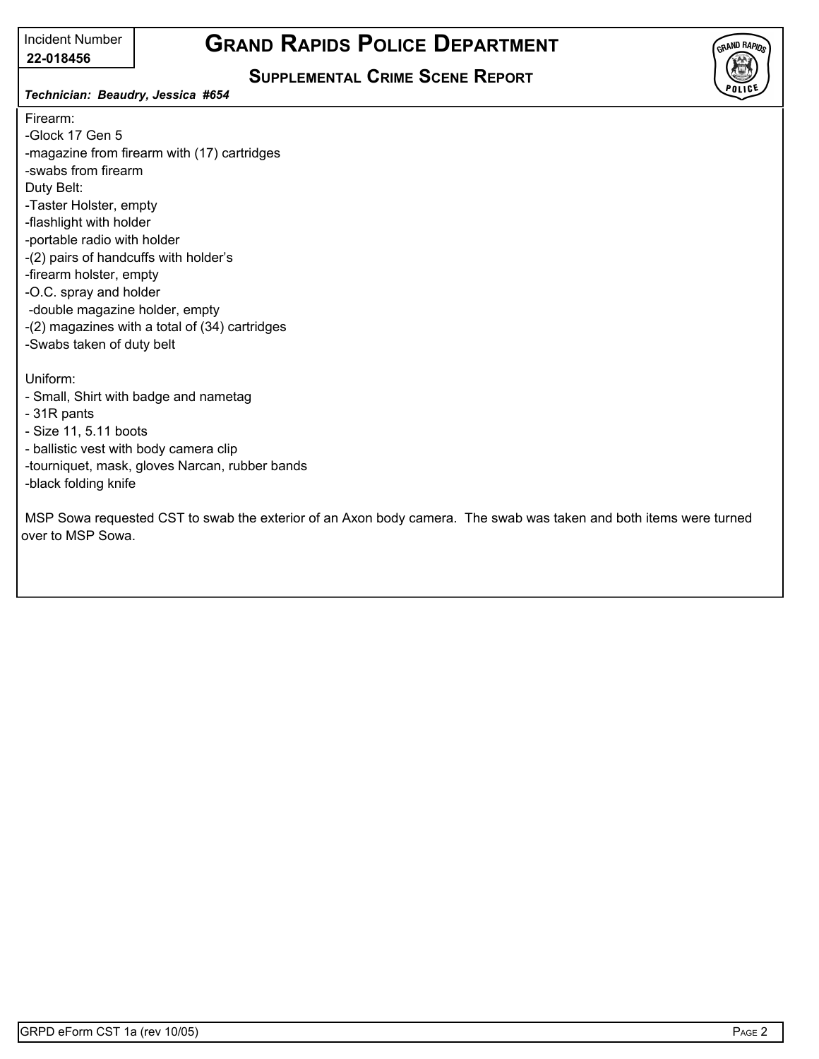Incident Number
**22-018456**

# Grand Rapids Police Department

## Supplemental Crime Scene Report

***Technician: Beaudry, Jessica #654***

Firearm:
-Glock 17 Gen 5
-magazine from firearm with (17) cartridges
-swabs from firearm
Duty Belt:
-Taster Holster, empty
-flashlight with holder
-portable radio with holder
-(2) pairs of handcuffs with holder's
-firearm holster, empty
-O.C. spray and holder
-double magazine holder, empty
-(2) magazines with a total of (34) cartridges
-Swabs taken of duty belt

Uniform:
- Small, Shirt with badge and nametag
- 31R pants
- Size 11, 5.11 boots
- ballistic vest with body camera clip
-tourniquet, mask, gloves Narcan, rubber bands
-black folding knife

MSP Sowa requested CST to swab the exterior of an Axon body camera. The swab was taken and both items were turned over to MSP Sowa.

GRPD eForm CST 1a (rev 10/05)